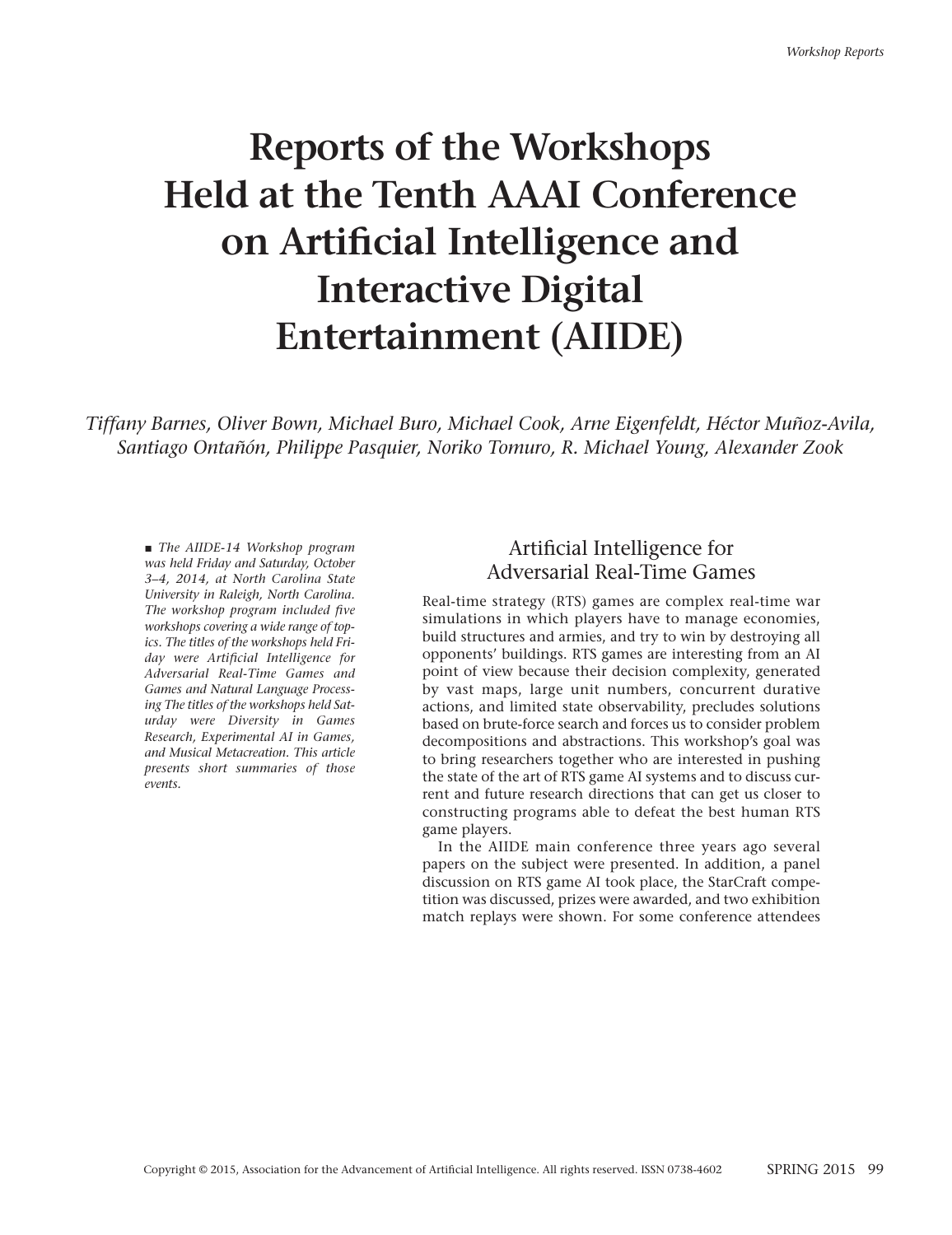# Reports of the Workshops Held at the Tenth AAAI Conference on Artificial Intelligence and Interactive Digital Entertainment (AIIDE)

*Tiffany Barnes, Oliver Bown, Michael Buro, Michael Cook, Arne Eigenfeldt, Héctor Muñoz-Avila, Santiago Ontañón, Philippe Pasquier, Noriko Tomuro, R. Michael Young, Alexander Zook*

■ *The AIIDE-14 Workshop program was held Friday and Saturday, October 3–4, 2014, at North Carolina State University in Raleigh, North Carolina. The workshop program included five workshops covering a wide range of topics. The titles of the workshops held Friday were Artificial Intelligence for Adversarial Real-Time Games and Games and Natural Language Processing The titles of the workshops held Saturday were Diversity in Games Research, Experimental AI in Games, and Musical Metacreation. This article presents short summaries of those events.*

## Artificial Intelligence for Adversarial Real-Time Games

Real-time strategy (RTS) games are complex real-time war simulations in which players have to manage economies, build structures and armies, and try to win by destroying all opponents' buildings. RTS games are interesting from an AI point of view because their decision complexity, generated by vast maps, large unit numbers, concurrent durative actions, and limited state observability, precludes solutions based on brute-force search and forces us to consider problem decompositions and abstractions. This workshop's goal was to bring researchers together who are interested in pushing the state of the art of RTS game AI systems and to discuss current and future research directions that can get us closer to constructing programs able to defeat the best human RTS game players.

In the AIIDE main conference three years ago several papers on the subject were presented. In addition, a panel discussion on RTS game AI took place, the StarCraft competition was discussed, prizes were awarded, and two exhibition match replays were shown. For some conference attendees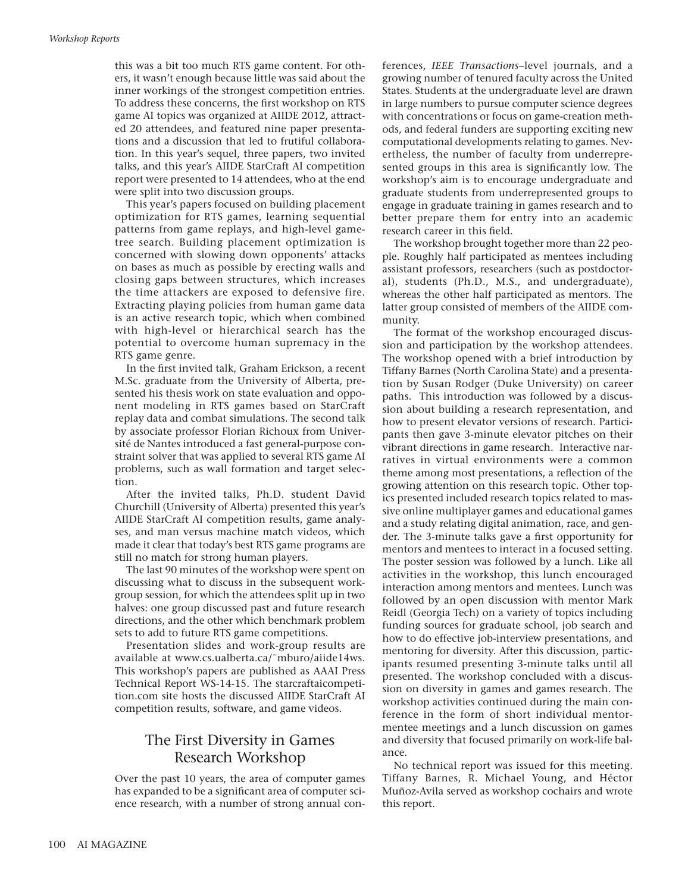this was a bit too much RTS game content. For others, it wasn't enough because little was said about the inner workings of the strongest competition entries. To address these concerns, the first workshop on RTS game AI topics was organized at AIIDE 2012, attracted 20 attendees, and featured nine paper presentations and a discussion that led to frutiful collaboration. In this year's sequel, three papers, two invited talks, and this year's AIIDE StarCraft AI competition report were presented to 14 attendees, who at the end were split into two discussion groups.

This year's papers focused on building placement optimization for RTS games, learning sequential patterns from game replays, and high-level game-tree search. Building placement optimization is concerned with slowing down opponents' attacks on bases as much as possible by erecting walls and closing gaps between structures, which increases the time attackers are exposed to defensive fire. Extracting playing policies from human game data is an active research topic, which when combined with high-level or hierarchical search has the potential to overcome human supremacy in the RTS game genre.

In the first invited talk, Graham Erickson, a recent M.Sc. graduate from the University of Alberta, presented his thesis work on state evaluation and opponent modeling in RTS games based on StarCraft replay data and combat simulations. The second talk by associate professor Florian Richoux from Université de Nantes introduced a fast general-purpose constraint solver that was applied to several RTS game AI problems, such as wall formation and target selection.

After the invited talks, Ph.D. student David Churchill (University of Alberta) presented this year's AIIDE StarCraft AI competition results, game analyses, and man versus machine match videos, which made it clear that today's best RTS game programs are still no match for strong human players.

The last 90 minutes of the workshop were spent on discussing what to discuss in the subsequent workgroup session, for which the attendees split up in two halves: one group discussed past and future research directions, and the other which benchmark problem sets to add to future RTS game competitions.

Presentation slides and work-group results are available at www.cs.ualberta.ca/˜mburo/aiide14ws. This workshop's papers are published as AAAI Press Technical Report WS-14-15. The starcraftaicompetition.com site hosts the discussed AIIDE StarCraft AI competition results, software, and game videos.

## The First Diversity in Games Research Workshop

Over the past 10 years, the area of computer games has expanded to be a significant area of computer science research, with a number of strong annual conferences, *IEEE Transactions*–level journals, and a growing number of tenured faculty across the United States. Students at the undergraduate level are drawn in large numbers to pursue computer science degrees with concentrations or focus on game-creation methods, and federal funders are supporting exciting new computational developments relating to games. Nevertheless, the number of faculty from underrepresented groups in this area is significantly low. The workshop's aim is to encourage undergraduate and graduate students from underrepresented groups to engage in graduate training in games research and to better prepare them for entry into an academic research career in this field.

The workshop brought together more than 22 people. Roughly half participated as mentees including assistant professors, researchers (such as postdoctoral), students (Ph.D., M.S., and undergraduate), whereas the other half participated as mentors. The latter group consisted of members of the AIIDE community.

The format of the workshop encouraged discussion and participation by the workshop attendees. The workshop opened with a brief introduction by Tiffany Barnes (North Carolina State) and a presentation by Susan Rodger (Duke University) on career paths. This introduction was followed by a discussion about building a research representation, and how to present elevator versions of research. Participants then gave 3-minute elevator pitches on their vibrant directions in game research. Interactive narratives in virtual environments were a common theme among most presentations, a reflection of the growing attention on this research topic. Other topics presented included research topics related to massive online multiplayer games and educational games and a study relating digital animation, race, and gender. The 3-minute talks gave a first opportunity for mentors and mentees to interact in a focused setting. The poster session was followed by a lunch. Like all activities in the workshop, this lunch encouraged interaction among mentors and mentees. Lunch was followed by an open discussion with mentor Mark Reidl (Georgia Tech) on a variety of topics including funding sources for graduate school, job search and how to do effective job-interview presentations, and mentoring for diversity. After this discussion, participants resumed presenting 3-minute talks until all presented. The workshop concluded with a discussion on diversity in games and games research. The workshop activities continued during the main conference in the form of short individual mentor-mentee meetings and a lunch discussion on games and diversity that focused primarily on work-life balance.

No technical report was issued for this meeting. Tiffany Barnes, R. Michael Young, and Héctor Muñoz-Avila served as workshop cochairs and wrote this report.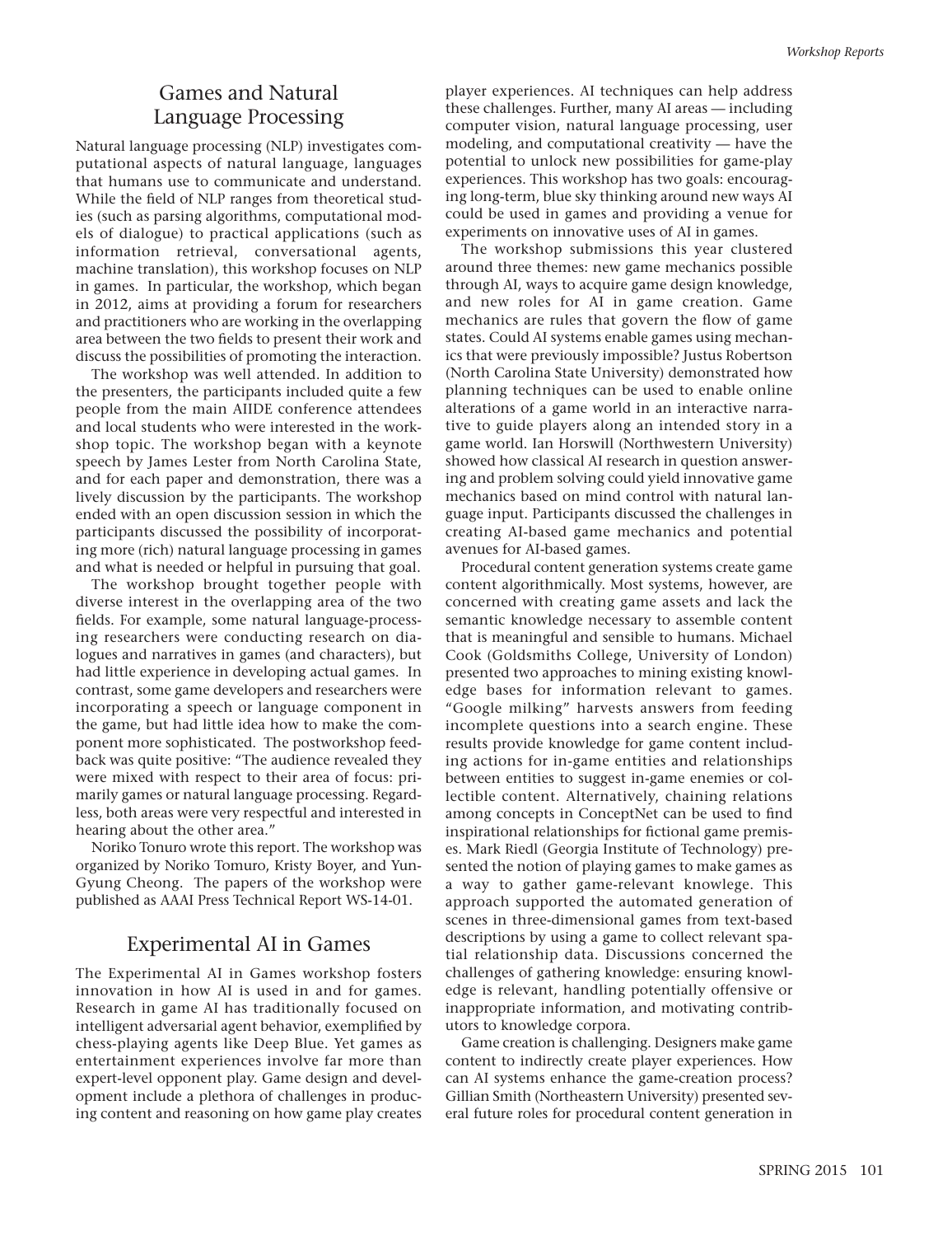## Games and Natural Language Processing

Natural language processing (NLP) investigates computational aspects of natural language, languages that humans use to communicate and understand. While the field of NLP ranges from theoretical studies (such as parsing algorithms, computational models of dialogue) to practical applications (such as information retrieval, conversational agents, machine translation), this workshop focuses on NLP in games. In particular, the workshop, which began in 2012, aims at providing a forum for researchers and practitioners who are working in the overlapping area between the two fields to present their work and discuss the possibilities of promoting the interaction.

The workshop was well attended. In addition to the presenters, the participants included quite a few people from the main AIIDE conference attendees and local students who were interested in the workshop topic. The workshop began with a keynote speech by James Lester from North Carolina State, and for each paper and demonstration, there was a lively discussion by the participants. The workshop ended with an open discussion session in which the participants discussed the possibility of incorporating more (rich) natural language processing in games and what is needed or helpful in pursuing that goal.

The workshop brought together people with diverse interest in the overlapping area of the two fields. For example, some natural language-processing researchers were conducting research on dialogues and narratives in games (and characters), but had little experience in developing actual games. In contrast, some game developers and researchers were incorporating a speech or language component in the game, but had little idea how to make the component more sophisticated. The postworkshop feedback was quite positive: "The audience revealed they were mixed with respect to their area of focus: primarily games or natural language processing. Regardless, both areas were very respectful and interested in hearing about the other area."

Noriko Tonuro wrote this report. The workshop was organized by Noriko Tomuro, Kristy Boyer, and Yun-Gyung Cheong. The papers of the workshop were published as AAAI Press Technical Report WS-14-01.

## Experimental AI in Games

The Experimental AI in Games workshop fosters innovation in how AI is used in and for games. Research in game AI has traditionally focused on intelligent adversarial agent behavior, exemplified by chess-playing agents like Deep Blue. Yet games as entertainment experiences involve far more than expert-level opponent play. Game design and development include a plethora of challenges in producing content and reasoning on how game play creates player experiences. AI techniques can help address these challenges. Further, many AI areas — including computer vision, natural language processing, user modeling, and computational creativity — have the potential to unlock new possibilities for game-play experiences. This workshop has two goals: encouraging long-term, blue sky thinking around new ways AI could be used in games and providing a venue for experiments on innovative uses of AI in games.

The workshop submissions this year clustered around three themes: new game mechanics possible through AI, ways to acquire game design knowledge, and new roles for AI in game creation. Game mechanics are rules that govern the flow of game states. Could AI systems enable games using mechanics that were previously impossible? Justus Robertson (North Carolina State University) demonstrated how planning techniques can be used to enable online alterations of a game world in an interactive narrative to guide players along an intended story in a game world. Ian Horswill (Northwestern University) showed how classical AI research in question answering and problem solving could yield innovative game mechanics based on mind control with natural language input. Participants discussed the challenges in creating AI-based game mechanics and potential avenues for AI-based games.

Procedural content generation systems create game content algorithmically. Most systems, however, are concerned with creating game assets and lack the semantic knowledge necessary to assemble content that is meaningful and sensible to humans. Michael Cook (Goldsmiths College, University of London) presented two approaches to mining existing knowledge bases for information relevant to games. "Google milking" harvests answers from feeding incomplete questions into a search engine. These results provide knowledge for game content including actions for in-game entities and relationships between entities to suggest in-game enemies or collectible content. Alternatively, chaining relations among concepts in ConceptNet can be used to find inspirational relationships for fictional game premises. Mark Riedl (Georgia Institute of Technology) presented the notion of playing games to make games as a way to gather game-relevant knowlege. This approach supported the automated generation of scenes in three-dimensional games from text-based descriptions by using a game to collect relevant spatial relationship data. Discussions concerned the challenges of gathering knowledge: ensuring knowledge is relevant, handling potentially offensive or inappropriate information, and motivating contributors to knowledge corpora.

Game creation is challenging. Designers make game content to indirectly create player experiences. How can AI systems enhance the game-creation process? Gillian Smith (Northeastern University) presented several future roles for procedural content generation in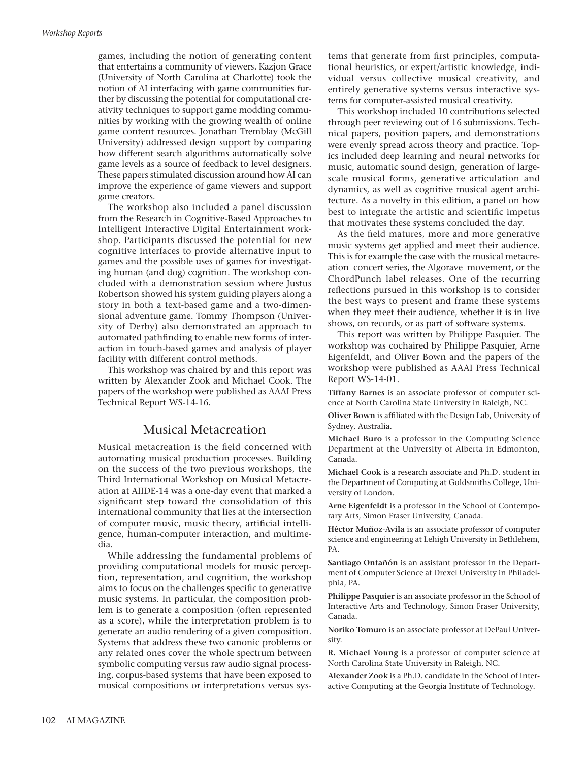games, including the notion of generating content that entertains a community of viewers. Kazjon Grace (University of North Carolina at Charlotte) took the notion of AI interfacing with game communities further by discussing the potential for computational creativity techniques to support game modding communities by working with the growing wealth of online game content resources. Jonathan Tremblay (McGill University) addressed design support by comparing how different search algorithms automatically solve game levels as a source of feedback to level designers. These papers stimulated discussion around how AI can improve the experience of game viewers and support game creators.

The workshop also included a panel discussion from the Research in Cognitive-Based Approaches to Intelligent Interactive Digital Entertainment workshop. Participants discussed the potential for new cognitive interfaces to provide alternative input to games and the possible uses of games for investigating human (and dog) cognition. The workshop concluded with a demonstration session where Justus Robertson showed his system guiding players along a story in both a text-based game and a two-dimensional adventure game. Tommy Thompson (University of Derby) also demonstrated an approach to automated pathfinding to enable new forms of interaction in touch-based games and analysis of player facility with different control methods.

This workshop was chaired by and this report was written by Alexander Zook and Michael Cook. The papers of the workshop were published as AAAI Press Technical Report WS-14-16.

## Musical Metacreation

Musical metacreation is the field concerned with automating musical production processes. Building on the success of the two previous workshops, the Third International Workshop on Musical Metacreation at AIIDE-14 was a one-day event that marked a significant step toward the consolidation of this international community that lies at the intersection of computer music, music theory, artificial intelligence, human-computer interaction, and multimedia.

While addressing the fundamental problems of providing computational models for music perception, representation, and cognition, the workshop aims to focus on the challenges specific to generative music systems. In particular, the composition problem is to generate a composition (often represented as a score), while the interpretation problem is to generate an audio rendering of a given composition. Systems that address these two canonic problems or any related ones cover the whole spectrum between symbolic computing versus raw audio signal processing, corpus-based systems that have been exposed to musical compositions or interpretations versus systems that generate from first principles, computational heuristics, or expert/artistic knowledge, individual versus collective musical creativity, and entirely generative systems versus interactive systems for computer-assisted musical creativity.

This workshop included 10 contributions selected through peer reviewing out of 16 submissions. Technical papers, position papers, and demonstrations were evenly spread across theory and practice. Topics included deep learning and neural networks for music, automatic sound design, generation of large-scale musical forms, generative articulation and dynamics, as well as cognitive musical agent architecture. As a novelty in this edition, a panel on how best to integrate the artistic and scientific impetus that motivates these systems concluded the day.

As the field matures, more and more generative music systems get applied and meet their audience. This is for example the case with the musical metacreation concert series, the Algorave movement, or the ChordPunch label releases. One of the recurring reflections pursued in this workshop is to consider the best ways to present and frame these systems when they meet their audience, whether it is in live shows, on records, or as part of software systems.

This report was written by Philippe Pasquier. The workshop was cochaired by Philippe Pasquier, Arne Eigenfeldt, and Oliver Bown and the papers of the workshop were published as AAAI Press Technical Report WS-14-01.

**Tiffany Barnes** is an associate professor of computer science at North Carolina State University in Raleigh, NC.

**Oliver Bown** is affiliated with the Design Lab, University of Sydney, Australia.

**Michael Buro** is a professor in the Computing Science Department at the University of Alberta in Edmonton, Canada.

**Michael Cook** is a research associate and Ph.D. student in the Department of Computing at Goldsmiths College, University of London.

**Arne Eigenfeldt** is a professor in the School of Contemporary Arts, Simon Fraser University, Canada.

**Héctor Muñoz-Avila** is an associate professor of computer science and engineering at Lehigh University in Bethlehem, PA.

**Santiago Ontañón** is an assistant professor in the Department of Computer Science at Drexel University in Philadelphia, PA.

**Philippe Pasquier** is an associate professor in the School of Interactive Arts and Technology, Simon Fraser University, Canada.

**Noriko Tomuro** is an associate professor at DePaul University.

**R. Michael Young** is a professor of computer science at North Carolina State University in Raleigh, NC.

**Alexander Zook** is a Ph.D. candidate in the School of Interactive Computing at the Georgia Institute of Technology.